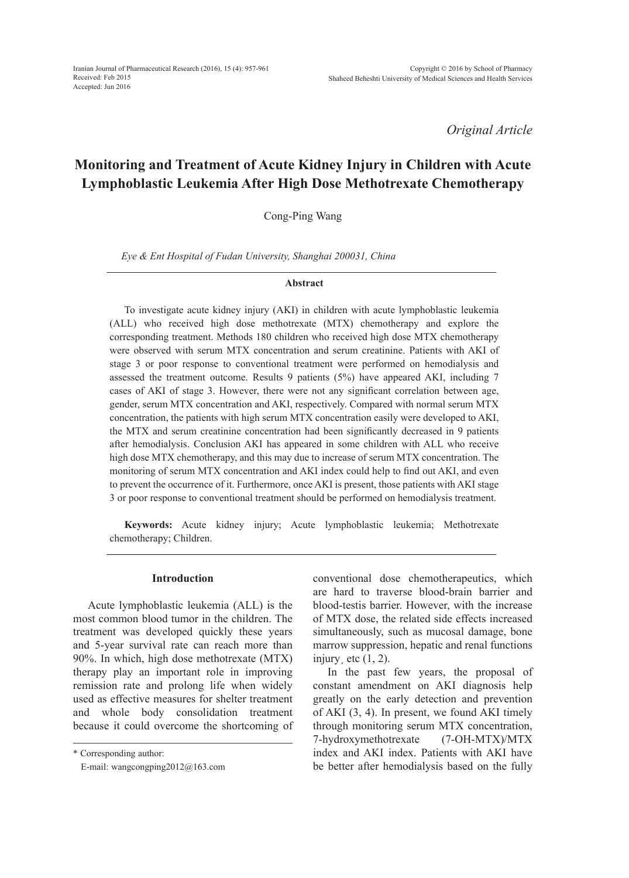*Original Article*

# Monitoring and Treatment of Acute Kidney Injury in Children with Acute Lymphoblastic Leukemia After High Dose Methotrexate Chemotherapy

Cong-Ping Wang

*Eye & Ent Hospital of Fudan University, Shanghai 200031, China*

### Abstract

To investigate acute kidney injury (AKI) in children with acute lymphoblastic leukemia (ALL) who received high dose methotrexate (MTX) chemotherapy and explore the corresponding treatment. Methods 180 children who received high dose MTX chemotherapy were observed with serum MTX concentration and serum creatinine. Patients with AKI of stage 3 or poor response to conventional treatment were performed on hemodialysis and assessed the treatment outcome. Results 9 patients (5%) have appeared AKI, including 7 cases of AKI of stage 3. However, there were not any significant correlation between age, gender, serum MTX concentration and AKI, respectively. Compared with normal serum MTX concentration, the patients with high serum MTX concentration easily were developed to AKI, the MTX and serum creatinine concentration had been significantly decreased in 9 patients after hemodialysis. Conclusion AKI has appeared in some children with ALL who receive high dose MTX chemotherapy, and this may due to increase of serum MTX concentration. The monitoring of serum MTX concentration and AKI index could help to find out AKI, and even to prevent the occurrence of it. Furthermore, once AKI is present, those patients with AKI stage 3 or poor response to conventional treatment should be performed on hemodialysis treatment.

**Keywords:** Acute kidney injury; Acute lymphoblastic leukemia; Methotrexate chemotherapy; Children.

## Introduction

Acute lymphoblastic leukemia (ALL) is the most common blood tumor in the children. The treatment was developed quickly these years and 5-year survival rate can reach more than 90%. In which, high dose methotrexate (MTX) therapy play an important role in improving remission rate and prolong life when widely used as effective measures for shelter treatment and whole body consolidation treatment because it could overcome the shortcoming of conventional dose chemotherapeutics, which are hard to traverse blood-brain barrier and blood-testis barrier. However, with the increase of MTX dose, the related side effects increased simultaneously, such as mucosal damage, bone marrow suppression, hepatic and renal functions injury¸ etc (1, 2).

In the past few years, the proposal of constant amendment on AKI diagnosis help greatly on the early detection and prevention of AKI (3, 4). In present, we found AKI timely through monitoring serum MTX concentration, 7-hydroxymethotrexate (7-OH-MTX)/MTX index and AKI index. Patients with AKI have be better after hemodialysis based on the fully

\* Corresponding author:
E-mail: wangcongping2012@163.com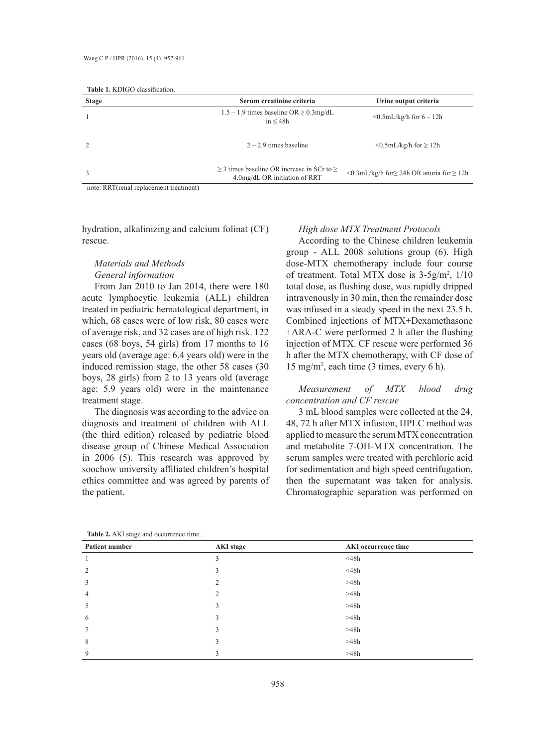**Table 1.** KDIGO classification.

| Stage | Serum creatinine criteria | Urine output criteria |
|---|---|---|
| 1 | 1.5 – 1.9 times baseline OR ≥ 0.3mg/dL in ≤ 48h | <0.5mL/kg/h for 6 – 12h |
| 2 | 2 – 2.9 times baseline | <0.5mL/kg/h for ≥ 12h |
| 3 | ≥ 3 times baseline OR increase in SCr to ≥ 4.0mg/dL OR initiation of RRT | <0.3mL/kg/h for≥ 24h OR anuria for ≥ 12h |

note: RRT(renal replacement treatment)

hydration, alkalinizing and calcium folinat (CF) rescue.

## Materials and Methods

### General information

From Jan 2010 to Jan 2014, there were 180 acute lymphocytic leukemia (ALL) children treated in pediatric hematological department, in which, 68 cases were of low risk, 80 cases were of average risk, and 32 cases are of high risk. 122 cases (68 boys, 54 girls) from 17 months to 16 years old (average age: 6.4 years old) were in the induced remission stage, the other 58 cases (30 boys, 28 girls) from 2 to 13 years old (average age: 5.9 years old) were in the maintenance treatment stage.

The diagnosis was according to the advice on diagnosis and treatment of children with ALL (the third edition) released by pediatric blood disease group of Chinese Medical Association in 2006 (5). This research was approved by soochow university affiliated children's hospital ethics committee and was agreed by parents of the patient.

### High dose MTX Treatment Protocols

According to the Chinese children leukemia group - ALL 2008 solutions group (6). High dose-MTX chemotherapy include four course of treatment. Total MTX dose is 3-5g/$m^2$, 1/10 total dose, as flushing dose, was rapidly dripped intravenously in 30 min, then the remainder dose was infused in a steady speed in the next 23.5 h. Combined injections of MTX+Dexamethasone +ARA-C were performed 2 h after the flushing injection of MTX. CF rescue were performed 36 h after the MTX chemotherapy, with CF dose of 15 mg/$m^2$, each time (3 times, every 6 h).

### Measurement of MTX blood drug concentration and CF rescue

3 mL blood samples were collected at the 24, 48, 72 h after MTX infusion, HPLC method was applied to measure the serum MTX concentration and metabolite 7-OH-MTX concentration. The serum samples were treated with perchloric acid for sedimentation and high speed centrifugation, then the supernatant was taken for analysis. Chromatographic separation was performed on

**Table 2.** AKI stage and occurrence time.

| Patient number | AKI stage | AKI occurrence time |
|---|---|---|
| 1 | 3 | <48h |
| 2 | 3 | <48h |
| 3 | 2 | >48h |
| 4 | 2 | >48h |
| 5 | 3 | >48h |
| 6 | 3 | >48h |
| 7 | 3 | >48h |
| 8 | 3 | >48h |
| 9 | 3 | >48h |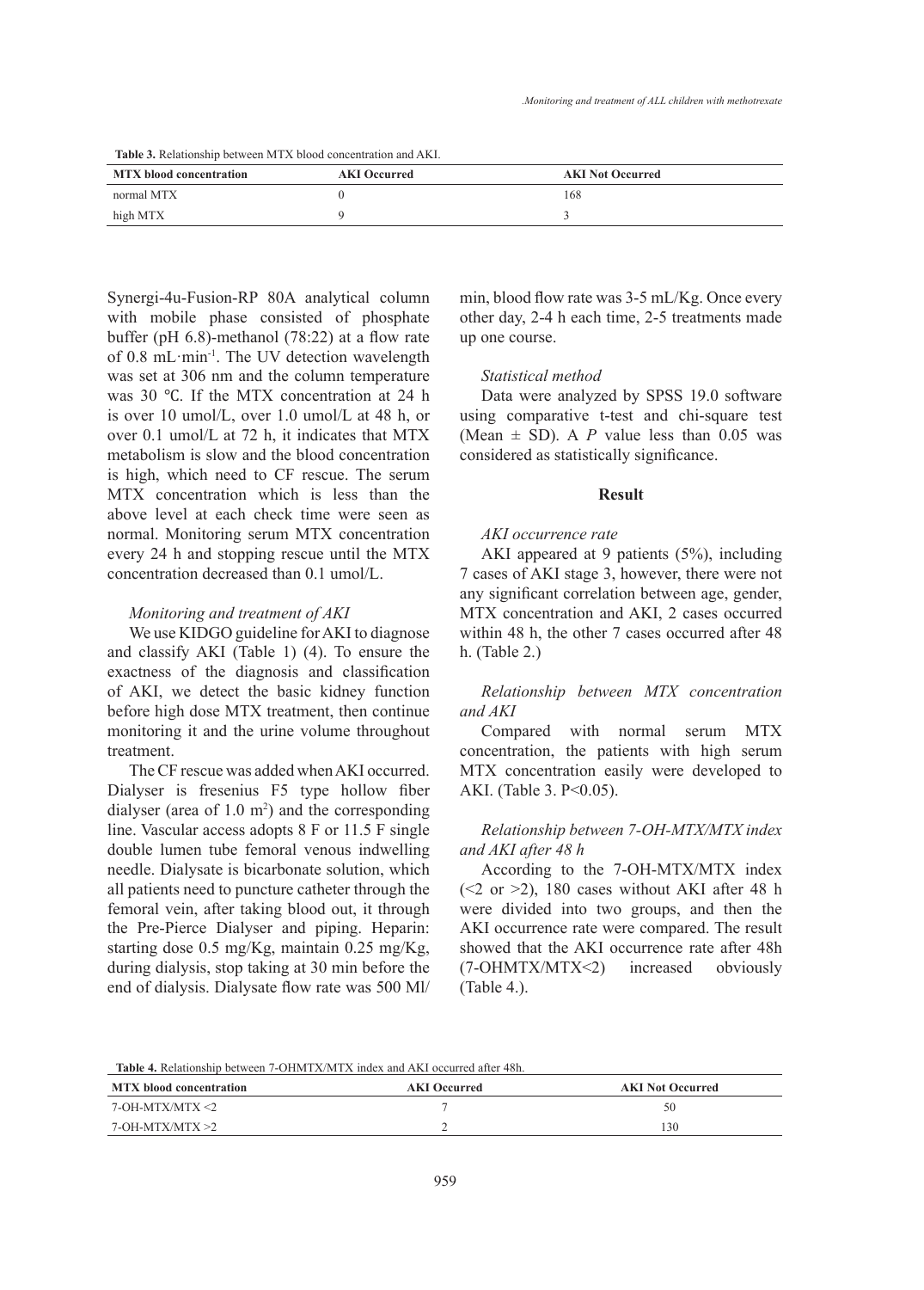**Table 3.** Relationship between MTX blood concentration and AKI.

| MTX blood concentration | AKI Occurred | AKI Not Occurred |
| --- | --- | --- |
| normal MTX | 0 | 168 |
| high MTX | 9 | 3 |

Synergi-4u-Fusion-RP 80A analytical column with mobile phase consisted of phosphate buffer (pH 6.8)-methanol (78:22) at a flow rate of 0.8 mL·min$^{-1}$. The UV detection wavelength was set at 306 nm and the column temperature was 30 ℃. If the MTX concentration at 24 h is over 10 umol/L, over 1.0 umol/L at 48 h, or over 0.1 umol/L at 72 h, it indicates that MTX metabolism is slow and the blood concentration is high, which need to CF rescue. The serum MTX concentration which is less than the above level at each check time were seen as normal. Monitoring serum MTX concentration every 24 h and stopping rescue until the MTX concentration decreased than 0.1 umol/L.

*Monitoring and treatment of AKI*

We use KIDGO guideline for AKI to diagnose and classify AKI (Table 1) (4). To ensure the exactness of the diagnosis and classification of AKI, we detect the basic kidney function before high dose MTX treatment, then continue monitoring it and the urine volume throughout treatment.

The CF rescue was added when AKI occurred. Dialyser is fresenius F5 type hollow fiber dialyser (area of 1.0 m$^2$) and the corresponding line. Vascular access adopts 8 F or 11.5 F single double lumen tube femoral venous indwelling needle. Dialysate is bicarbonate solution, which all patients need to puncture catheter through the femoral vein, after taking blood out, it through the Pre-Pierce Dialyser and piping. Heparin: starting dose 0.5 mg/Kg, maintain 0.25 mg/Kg, during dialysis, stop taking at 30 min before the end of dialysis. Dialysate flow rate was 500 Ml/min, blood flow rate was 3-5 mL/Kg. Once every other day, 2-4 h each time, 2-5 treatments made up one course.

*Statistical method*

Data were analyzed by SPSS 19.0 software using comparative t-test and chi-square test (Mean ± SD). A *P* value less than 0.05 was considered as statistically significance.

## Result

*AKI occurrence rate*

AKI appeared at 9 patients (5%), including 7 cases of AKI stage 3, however, there were not any significant correlation between age, gender, MTX concentration and AKI, 2 cases occurred within 48 h, the other 7 cases occurred after 48 h. (Table 2.)

*Relationship between MTX concentration and AKI*

Compared with normal serum MTX concentration, the patients with high serum MTX concentration easily were developed to AKI. (Table 3. P<0.05).

*Relationship between 7-OH-MTX/MTX index and AKI after 48 h*

According to the 7-OH-MTX/MTX index (<2 or >2), 180 cases without AKI after 48 h were divided into two groups, and then the AKI occurrence rate were compared. The result showed that the AKI occurrence rate after 48h (7-OHMTX/MTX<2) increased obviously (Table 4.).

**Table 4.** Relationship between 7-OHMTX/MTX index and AKI occurred after 48h.

| MTX blood concentration | AKI Occurred | AKI Not Occurred |
| --- | --- | --- |
| 7-OH-MTX/MTX <2 | 7 | 50 |
| 7-OH-MTX/MTX >2 | 2 | 130 |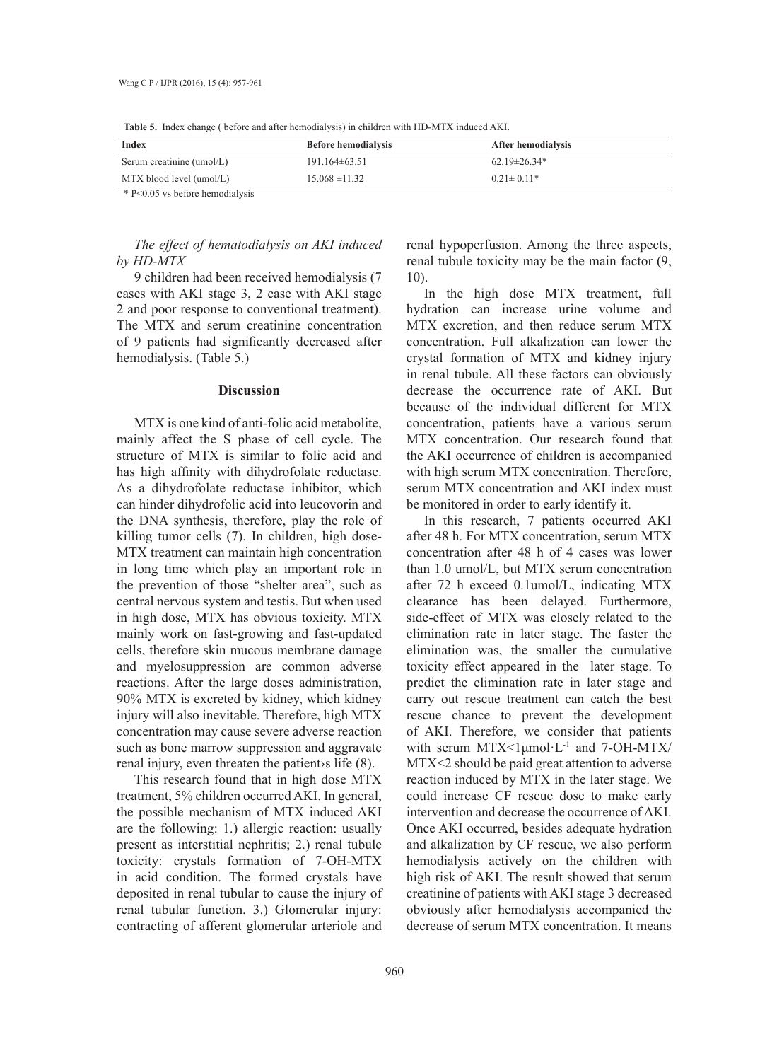**Table 5.** Index change ( before and after hemodialysis) in children with HD-MTX induced AKI.

| Index | Before hemodialysis | After hemodialysis |
|---|---|---|
| Serum creatinine (umol/L) | 191.164±63.51 | 62.19±26.34* |
| MTX blood level (umol/L) | 15.068 ±11.32 | 0.21± 0.11* |

\* $P<0.05$ vs before hemodialysis

### *The effect of hematodialysis on AKI induced by HD-MTX*

9 children had been received hemodialysis (7 cases with AKI stage 3, 2 case with AKI stage 2 and poor response to conventional treatment). The MTX and serum creatinine concentration of 9 patients had significantly decreased after hemodialysis. (Table 5.)

## Discussion

MTX is one kind of anti-folic acid metabolite, mainly affect the S phase of cell cycle. The structure of MTX is similar to folic acid and has high affinity with dihydrofolate reductase. As a dihydrofolate reductase inhibitor, which can hinder dihydrofolic acid into leucovorin and the DNA synthesis, therefore, play the role of killing tumor cells (7). In children, high dose-MTX treatment can maintain high concentration in long time which play an important role in the prevention of those "shelter area", such as central nervous system and testis. But when used in high dose, MTX has obvious toxicity. MTX mainly work on fast-growing and fast-updated cells, therefore skin mucous membrane damage and myelosuppression are common adverse reactions. After the large doses administration, 90% MTX is excreted by kidney, which kidney injury will also inevitable. Therefore, high MTX concentration may cause severe adverse reaction such as bone marrow suppression and aggravate renal injury, even threaten the patient›s life (8).

This research found that in high dose MTX treatment, 5% children occurred AKI. In general, the possible mechanism of MTX induced AKI are the following: 1.) allergic reaction: usually present as interstitial nephritis; 2.) renal tubule toxicity: crystals formation of 7-OH-MTX in acid condition. The formed crystals have deposited in renal tubular to cause the injury of renal tubular function. 3.) Glomerular injury: contracting of afferent glomerular arteriole and renal hypoperfusion. Among the three aspects, renal tubule toxicity may be the main factor (9, 10).

In the high dose MTX treatment, full hydration can increase urine volume and MTX excretion, and then reduce serum MTX concentration. Full alkalization can lower the crystal formation of MTX and kidney injury in renal tubule. All these factors can obviously decrease the occurrence rate of AKI. But because of the individual different for MTX concentration, patients have a various serum MTX concentration. Our research found that the AKI occurrence of children is accompanied with high serum MTX concentration. Therefore, serum MTX concentration and AKI index must be monitored in order to early identify it.

In this research, 7 patients occurred AKI after 48 h. For MTX concentration, serum MTX concentration after 48 h of 4 cases was lower than 1.0 umol/L, but MTX serum concentration after 72 h exceed 0.1umol/L, indicating MTX clearance has been delayed. Furthermore, side-effect of MTX was closely related to the elimination rate in later stage. The faster the elimination was, the smaller the cumulative toxicity effect appeared in the later stage. To predict the elimination rate in later stage and carry out rescue treatment can catch the best rescue chance to prevent the development of AKI. Therefore, we consider that patients with serum MTX<$1 \mu mol \cdot L^{-1}$ and 7-OH-MTX/MTX<2 should be paid great attention to adverse reaction induced by MTX in the later stage. We could increase CF rescue dose to make early intervention and decrease the occurrence of AKI. Once AKI occurred, besides adequate hydration and alkalization by CF rescue, we also perform hemodialysis actively on the children with high risk of AKI. The result showed that serum creatinine of patients with AKI stage 3 decreased obviously after hemodialysis accompanied the decrease of serum MTX concentration. It means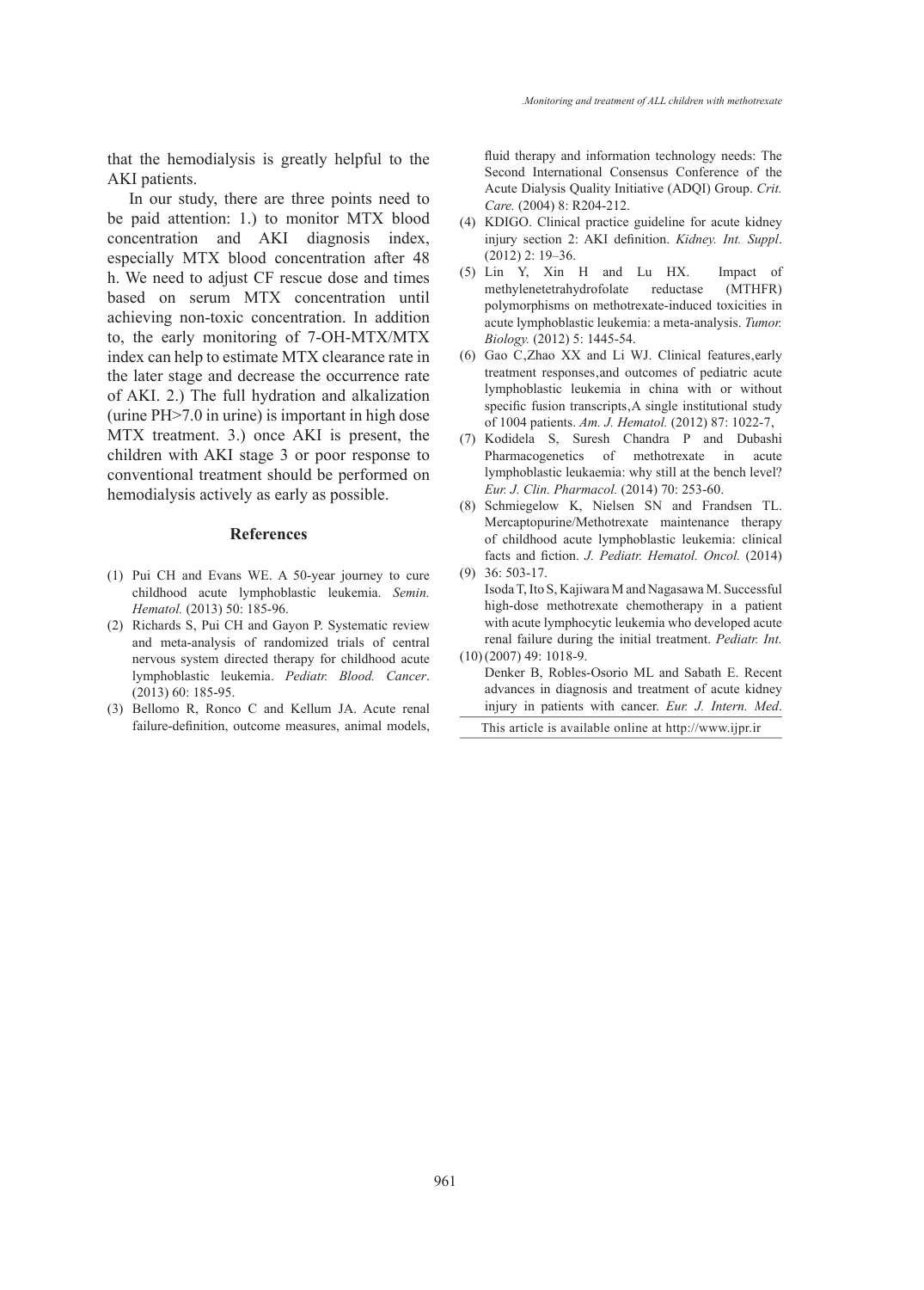that the hemodialysis is greatly helpful to the AKI patients.

In our study, there are three points need to be paid attention: 1.) to monitor MTX blood concentration and AKI diagnosis index, especially MTX blood concentration after 48 h. We need to adjust CF rescue dose and times based on serum MTX concentration until achieving non-toxic concentration. In addition to, the early monitoring of 7-OH-MTX/MTX index can help to estimate MTX clearance rate in the later stage and decrease the occurrence rate of AKI. 2.) The full hydration and alkalization (urine PH>7.0 in urine) is important in high dose MTX treatment. 3.) once AKI is present, the children with AKI stage 3 or poor response to conventional treatment should be performed on hemodialysis actively as early as possible.

## References

(1) Pui CH and Evans WE. A 50-year journey to cure childhood acute lymphoblastic leukemia. *Semin. Hematol.* (2013) 50: 185-96.

(2) Richards S, Pui CH and Gayon P. Systematic review and meta-analysis of randomized trials of central nervous system directed therapy for childhood acute lymphoblastic leukemia. *Pediatr. Blood. Cancer*. (2013) 60: 185-95.

(3) Bellomo R, Ronco C and Kellum JA. Acute renal failure-definition, outcome measures, animal models, fluid therapy and information technology needs: The Second International Consensus Conference of the Acute Dialysis Quality Initiative (ADQI) Group. *Crit. Care.* (2004) 8: R204-212.

(4) KDIGO. Clinical practice guideline for acute kidney injury section 2: AKI definition. *Kidney. Int. Suppl*. (2012) 2: 19–36.

(5) Lin Y, Xin H and Lu HX. Impact of methylenetetrahydrofolate reductase (MTHFR) polymorphisms on methotrexate-induced toxicities in acute lymphoblastic leukemia: a meta-analysis. *Tumor. Biology.* (2012) 5: 1445-54.

(6) Gao C,Zhao XX and Li WJ. Clinical features,early treatment responses,and outcomes of pediatric acute lymphoblastic leukemia in china with or without specific fusion transcripts,A single institutional study of 1004 patients. *Am. J. Hematol.* (2012) 87: 1022-7,

(7) Kodidela S, Suresh Chandra P and Dubashi Pharmacogenetics of methotrexate in acute lymphoblastic leukaemia: why still at the bench level? *Eur. J. Clin. Pharmacol.* (2014) 70: 253-60.

(8) Schmiegelow K, Nielsen SN and Frandsen TL. Mercaptopurine/Methotrexate maintenance therapy of childhood acute lymphoblastic leukemia: clinical facts and fiction. *J. Pediatr. Hematol. Oncol.* (2014) 36: 503-17.

(9) Isoda T, Ito S, Kajiwara M and Nagasawa M. Successful high-dose methotrexate chemotherapy in a patient with acute lymphocytic leukemia who developed acute renal failure during the initial treatment. *Pediatr. Int.* (2007) 49: 1018-9.

(10) Denker B, Robles-Osorio ML and Sabath E. Recent advances in diagnosis and treatment of acute kidney injury in patients with cancer. *Eur. J. Intern. Med*.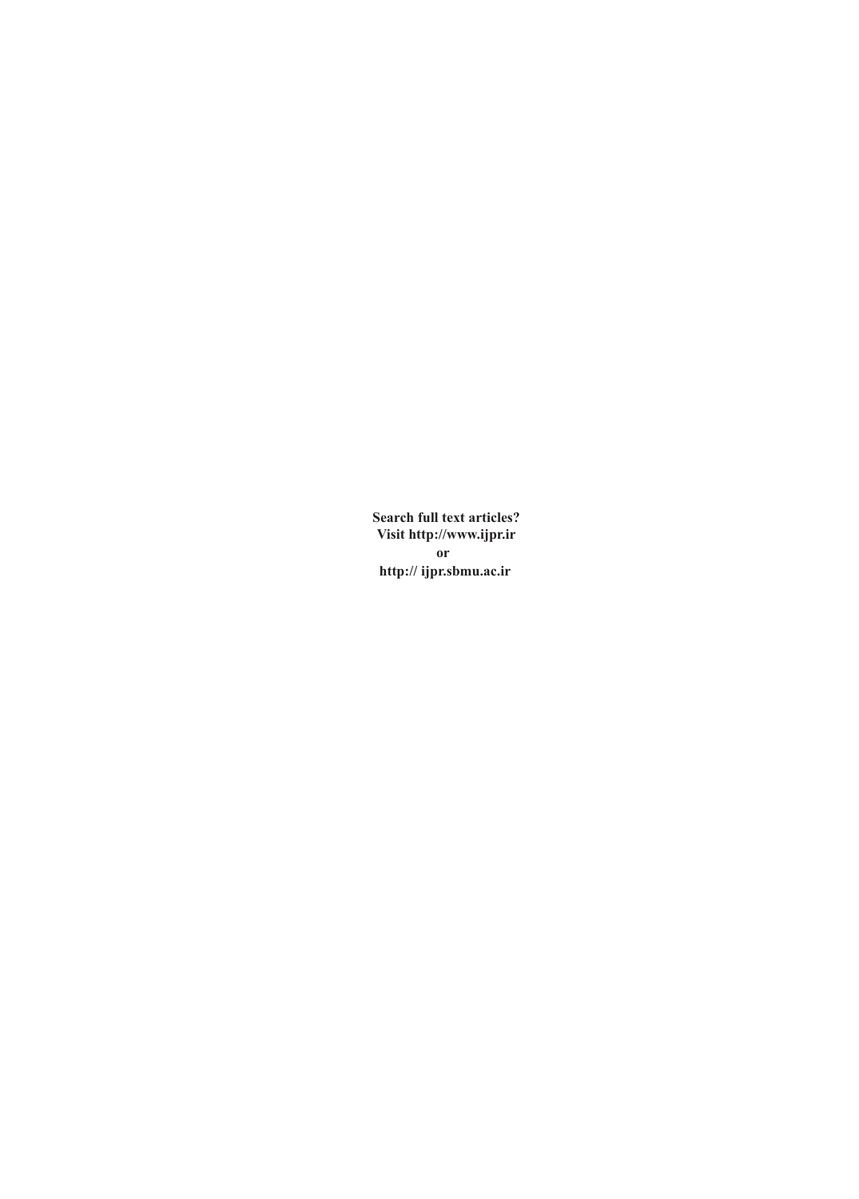**Search full text articles?**
**Visit http://www.ijpr.ir**
**or**
**http:// ijpr.sbmu.ac.ir**